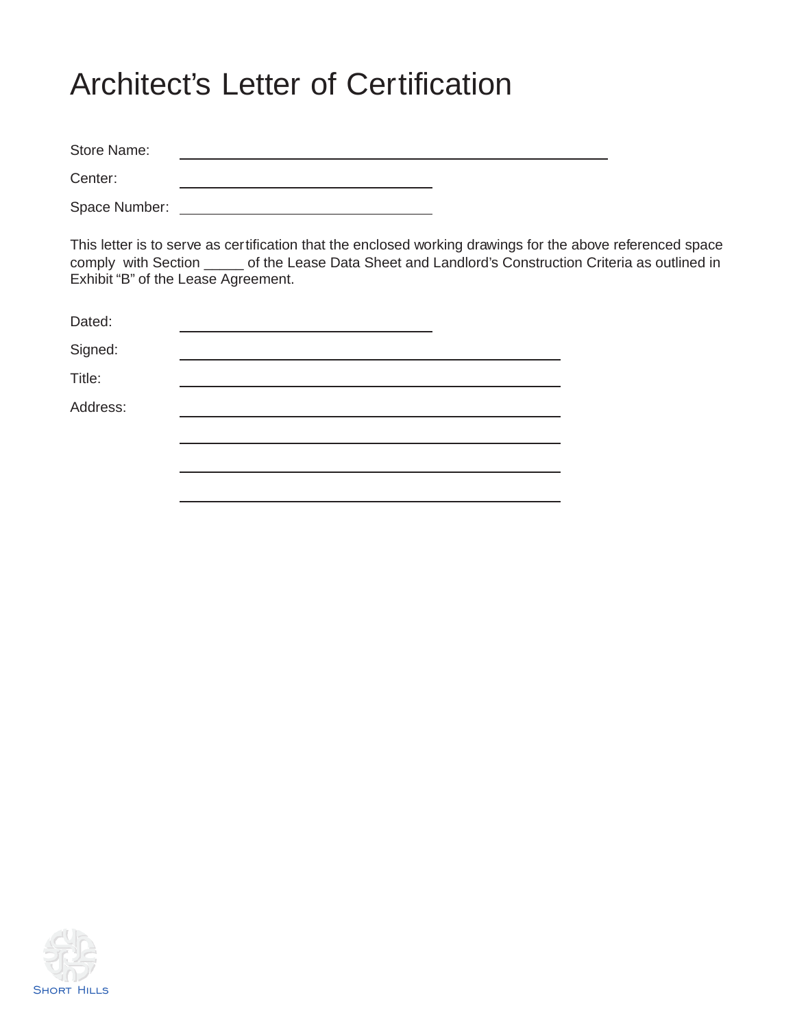# Architect's Letter of Certification

Store Name: ________________________________________

Center: ________________________

Space Number: ________________________

This letter is to serve as certification that the enclosed working drawings for the above referenced space comply with Section _____ of the Lease Data Sheet and Landlord's Construction Criteria as outlined in Exhibit "B" of the Lease Agreement.

Dated: ________________________

Signed: ____________________________________

Title: ____________________________________

Address: ____________________________________

____________________________________

____________________________________

____________________________________

Short Hills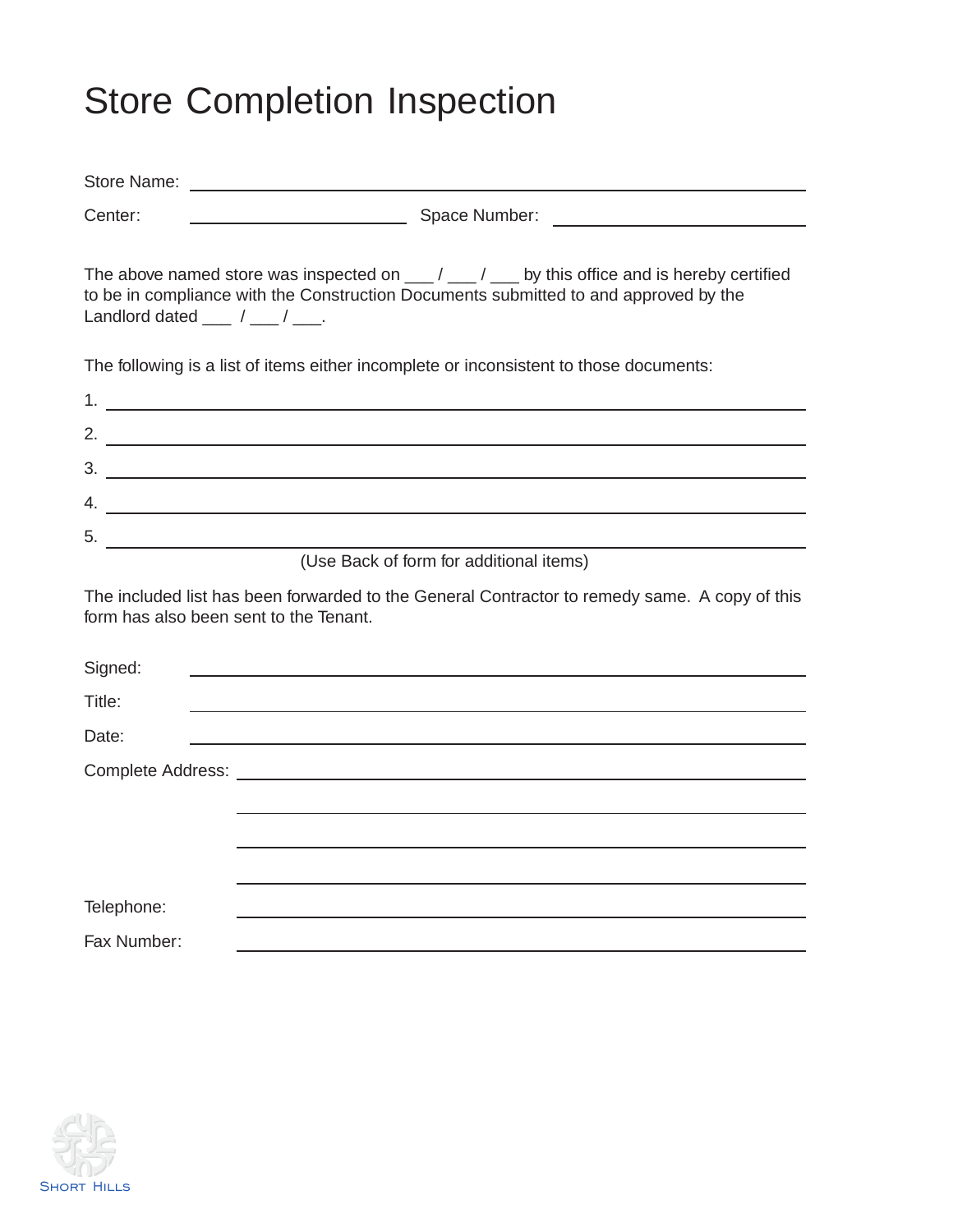# Store Completion Inspection

Store Name: ______________________________________________

Center: ______________________ Space Number: ______________________

The above named store was inspected on ___ / ___ / ___ by this office and is hereby certified to be in compliance with the Construction Documents submitted to and approved by the Landlord dated ___ / ___ / ___.

The following is a list of items either incomplete or inconsistent to those documents:

1. ______________________________________________
2. ______________________________________________
3. ______________________________________________
4. ______________________________________________
5. ______________________________________________

(Use Back of form for additional items)

The included list has been forwarded to the General Contractor to remedy same. A copy of this form has also been sent to the Tenant.

Signed: ______________________________________________

Title: ______________________________________________

Date: ______________________________________________

Complete Address: ______________________________________________

______________________________________________

______________________________________________

______________________________________________

Telephone: ______________________________________________

Fax Number: ______________________________________________

Short Hills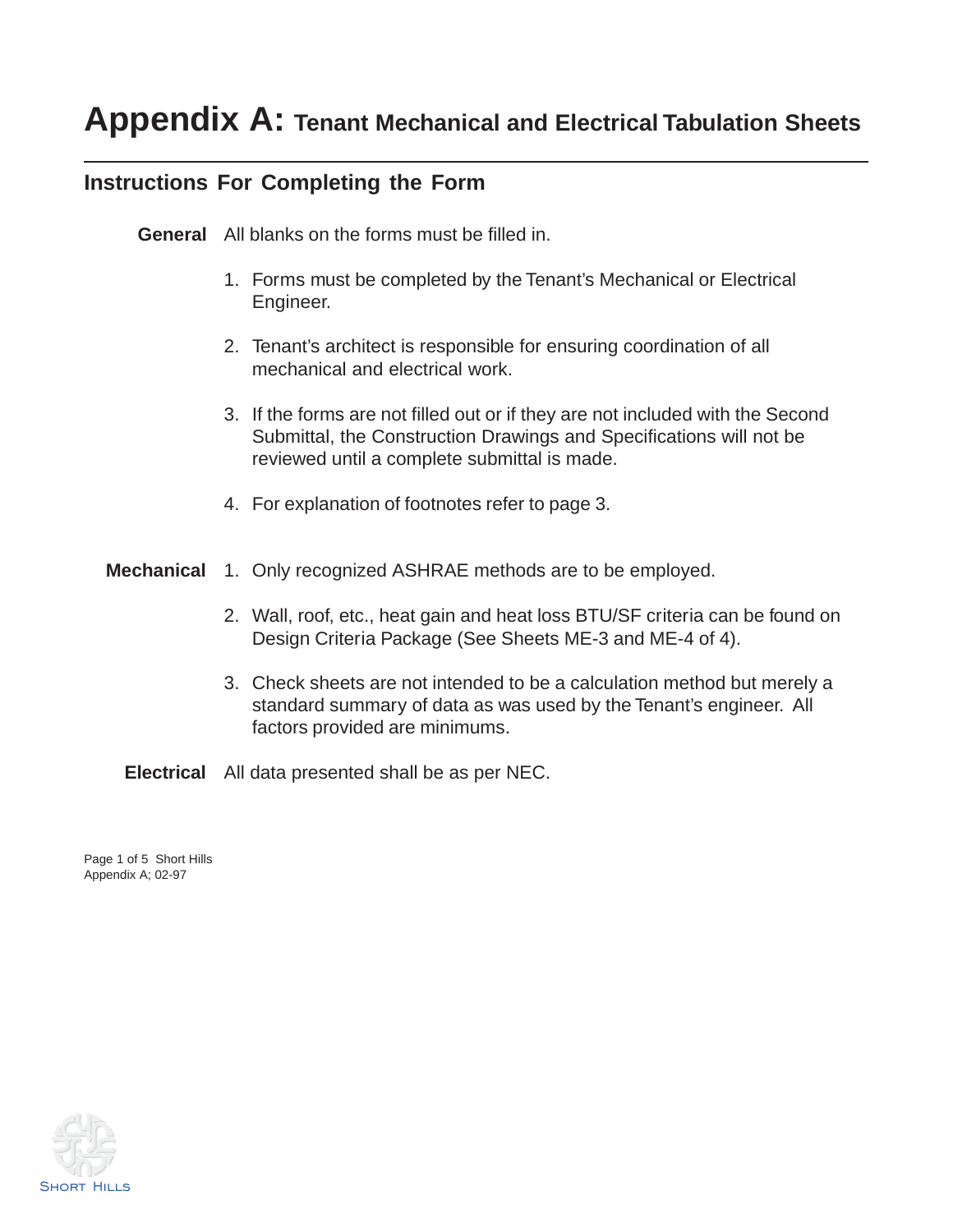# Appendix A: Tenant Mechanical and Electrical Tabulation Sheets

## Instructions For Completing the Form

**General** All blanks on the forms must be filled in.

1. Forms must be completed by the Tenant's Mechanical or Electrical Engineer.
2. Tenant's architect is responsible for ensuring coordination of all mechanical and electrical work.
3. If the forms are not filled out or if they are not included with the Second Submittal, the Construction Drawings and Specifications will not be reviewed until a complete submittal is made.
4. For explanation of footnotes refer to page 3.

**Mechanical**

1. Only recognized ASHRAE methods are to be employed.
2. Wall, roof, etc., heat gain and heat loss BTU/SF criteria can be found on Design Criteria Package (See Sheets ME-3 and ME-4 of 4).
3. Check sheets are not intended to be a calculation method but merely a standard summary of data as was used by the Tenant's engineer. All factors provided are minimums.

**Electrical** All data presented shall be as per NEC.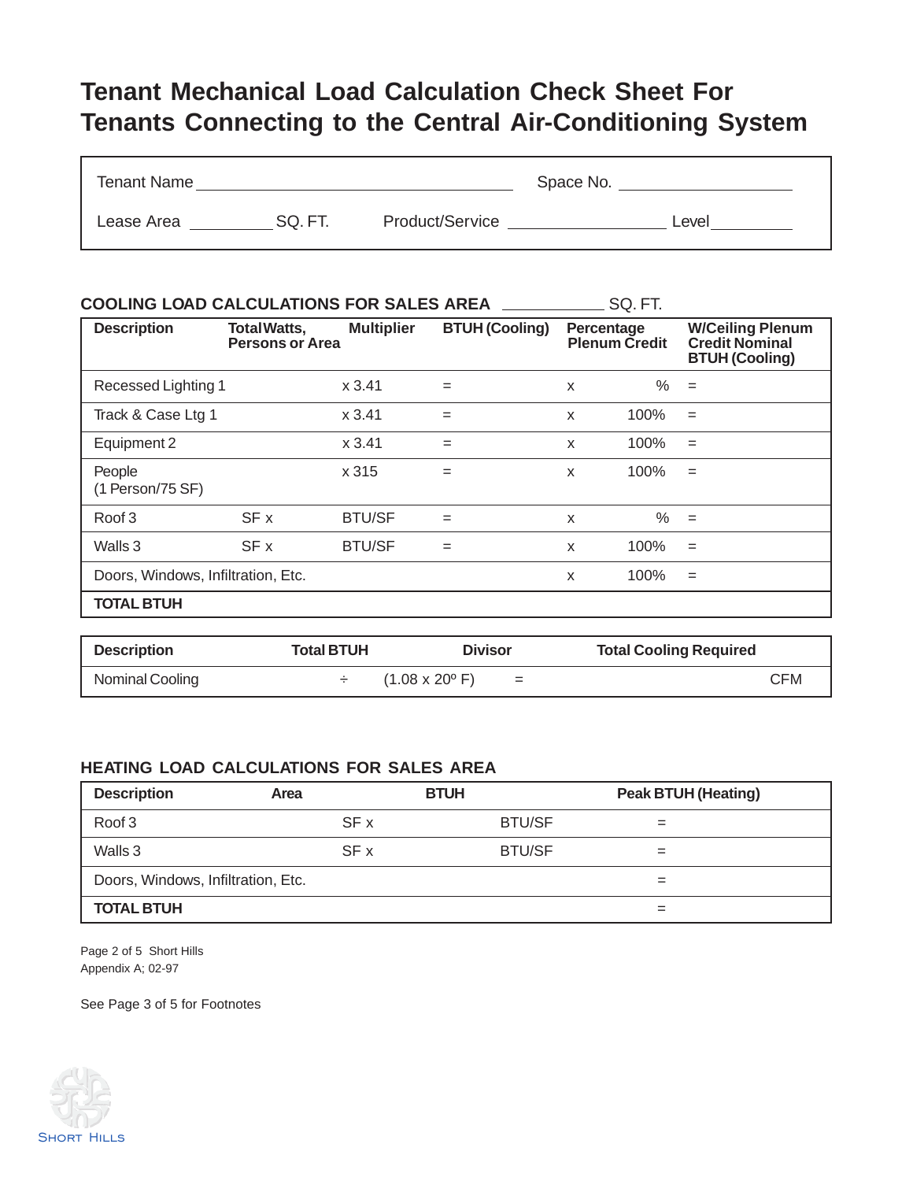# Tenant Mechanical Load Calculation Check Sheet For Tenants Connecting to the Central Air-Conditioning System

Tenant Name ______________________________ Space No. ________________

Lease Area __________ SQ. FT. Product/Service ________________ Level __________

## COOLING LOAD CALCULATIONS FOR SALES AREA ___________ SQ. FT.

| Description | Total Watts, Persons or Area | Multiplier | BTUH (Cooling) | Percentage Plenum Credit | | W/Ceiling Plenum Credit Nominal BTUH (Cooling) |
|---|---|---|---|---|---|---|
| Recessed Lighting 1 | | x 3.41 | = | x | % | = |
| Track & Case Ltg 1 | | x 3.41 | = | x | 100% | = |
| Equipment 2 | | x 3.41 | = | x | 100% | = |
| People (1 Person/75 SF) | | x 315 | = | x | 100% | = |
| Roof 3 | SF x | BTU/SF | = | x | % | = |
| Walls 3 | SF x | BTU/SF | = | x | 100% | = |
| Doors, Windows, Infiltration, Etc. | | | | x | 100% | = |
| **TOTAL BTUH** | | | | | | |

| Description | Total BTUH | Divisor | | Total Cooling Required |
|---|---|---|---|---|
| Nominal Cooling | ÷ | (1.08 x 20º F) | = | CFM |

## HEATING LOAD CALCULATIONS FOR SALES AREA

| Description | Area | BTUH | Peak BTUH (Heating) |
|---|---|---|---|
| Roof 3 | SF x | BTU/SF | = |
| Walls 3 | SF x | BTU/SF | = |
| Doors, Windows, Infiltration, Etc. | | | = |
| **TOTAL BTUH** | | | = |

Page 2 of 5 Short Hills
Appendix A; 02-97

See Page 3 of 5 for Footnotes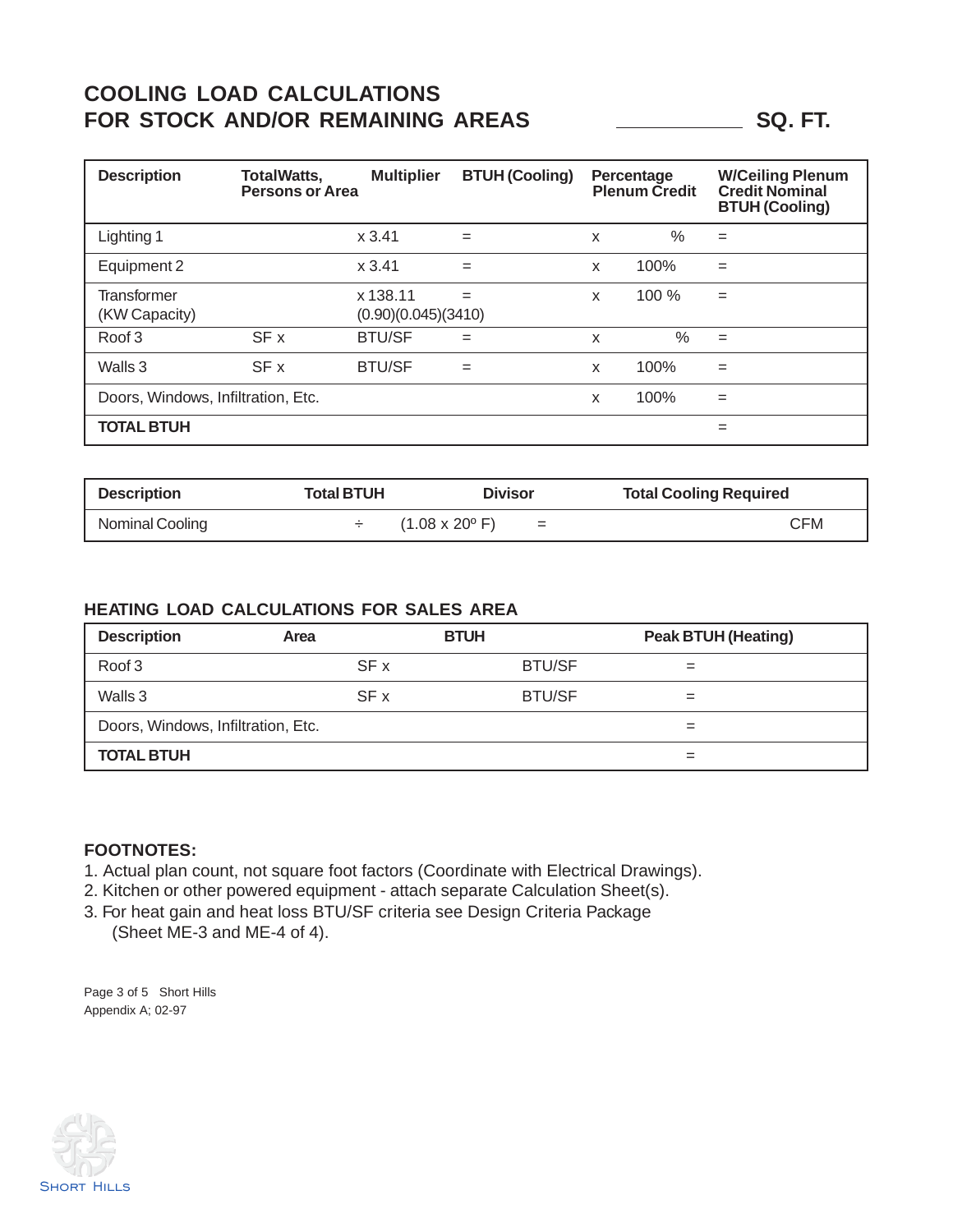## COOLING LOAD CALCULATIONS FOR STOCK AND/OR REMAINING AREAS ____________ SQ. FT.

| Description | TotalWatts, Persons or Area | Multiplier | BTUH (Cooling) | Percentage Plenum Credit | W/Ceiling Plenum Credit Nominal BTUH (Cooling) |
|---|---|---|---|---|---|
| Lighting 1 | | x 3.41 | = | x % | = |
| Equipment 2 | | x 3.41 | = | x 100% | = |
| Transformer (KW Capacity) | | x 138.11 (0.90)(0.045)(3410) | = | x 100 % | = |
| Roof 3 | SF x | BTU/SF | = | x % | = |
| Walls 3 | SF x | BTU/SF | = | x 100% | = |
| Doors, Windows, Infiltration, Etc. | | | | x 100% | = |
| **TOTAL BTUH** | | | | | = |

| Description | Total BTUH | Divisor | Total Cooling Required |
|---|---|---|---|
| Nominal Cooling | ÷ | (1.08 x 20º F) = | CFM |

### HEATING LOAD CALCULATIONS FOR SALES AREA

| Description | Area | BTUH | Peak BTUH (Heating) |
|---|---|---|---|
| Roof 3 | SF x | BTU/SF | = |
| Walls 3 | SF x | BTU/SF | = |
| Doors, Windows, Infiltration, Etc. | | | = |
| **TOTAL BTUH** | | | = |

**FOOTNOTES:**

1. Actual plan count, not square foot factors (Coordinate with Electrical Drawings).
2. Kitchen or other powered equipment - attach separate Calculation Sheet(s).
3. For heat gain and heat loss BTU/SF criteria see Design Criteria Package (Sheet ME-3 and ME-4 of 4).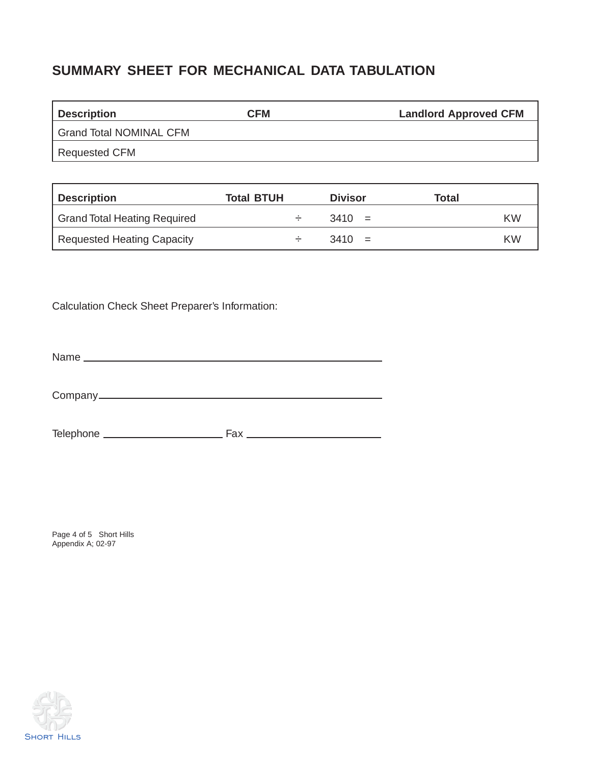## SUMMARY SHEET FOR MECHANICAL DATA TABULATION

| Description | CFM | Landlord Approved CFM |
|---|---|---|
| Grand Total NOMINAL CFM | | |
| Requested CFM | | |

| Description | Total BTUH | Divisor | Total |
|---|---|---|---|
| Grand Total Heating Required | ÷ | 3410 = | KW |
| Requested Heating Capacity | ÷ | 3410 = | KW |

Calculation Check Sheet Preparer's Information:

Name ______________________________________________

Company____________________________________________

Telephone ____________________ Fax ____________________

Appendix A; 02-97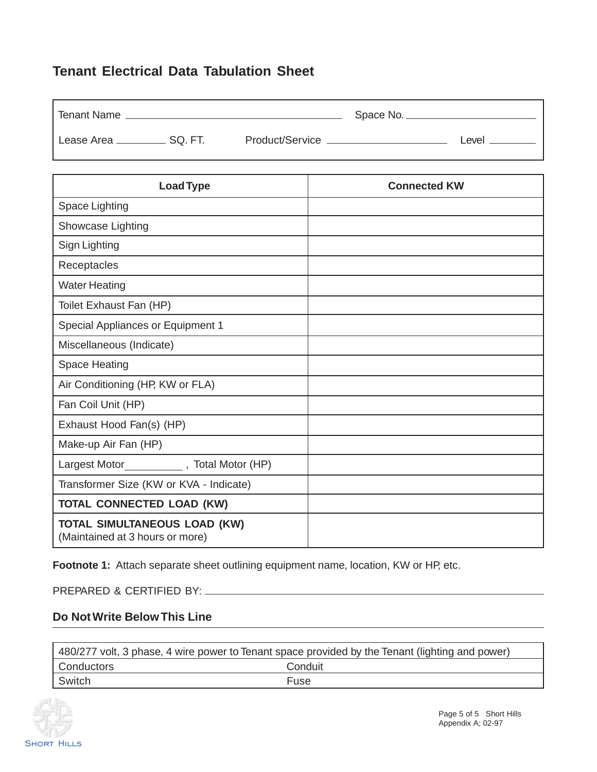# Tenant Electrical Data Tabulation Sheet

Tenant Name ______________________ Space No. ______________

Lease Area __________ SQ. FT. Product/Service ______________ Level ________

| Load Type | Connected KW |
|---|---|
| Space Lighting | |
| Showcase Lighting | |
| Sign Lighting | |
| Receptacles | |
| Water Heating | |
| Toilet Exhaust Fan (HP) | |
| Special Appliances or Equipment 1 | |
| Miscellaneous (Indicate) | |
| Space Heating | |
| Air Conditioning (HP, KW or FLA) | |
| Fan Coil Unit (HP) | |
| Exhaust Hood Fan(s) (HP) | |
| Make-up Air Fan (HP) | |
| Largest Motor__________ , Total Motor (HP) | |
| Transformer Size (KW or KVA - Indicate) | |
| **TOTAL CONNECTED LOAD (KW)** | |
| **TOTAL SIMULTANEOUS LOAD (KW)** (Maintained at 3 hours or more) | |

**Footnote 1:** Attach separate sheet outlining equipment name, location, KW or HP, etc.

PREPARED & CERTIFIED BY: ______________________________

**Do Not Write Below This Line**

| 480/277 volt, 3 phase, 4 wire power to Tenant space provided by the Tenant (lighting and power) | |
|---|---|
| Conductors | Conduit |
| Switch | Fuse |

Short Hills

Appendix A; 02-97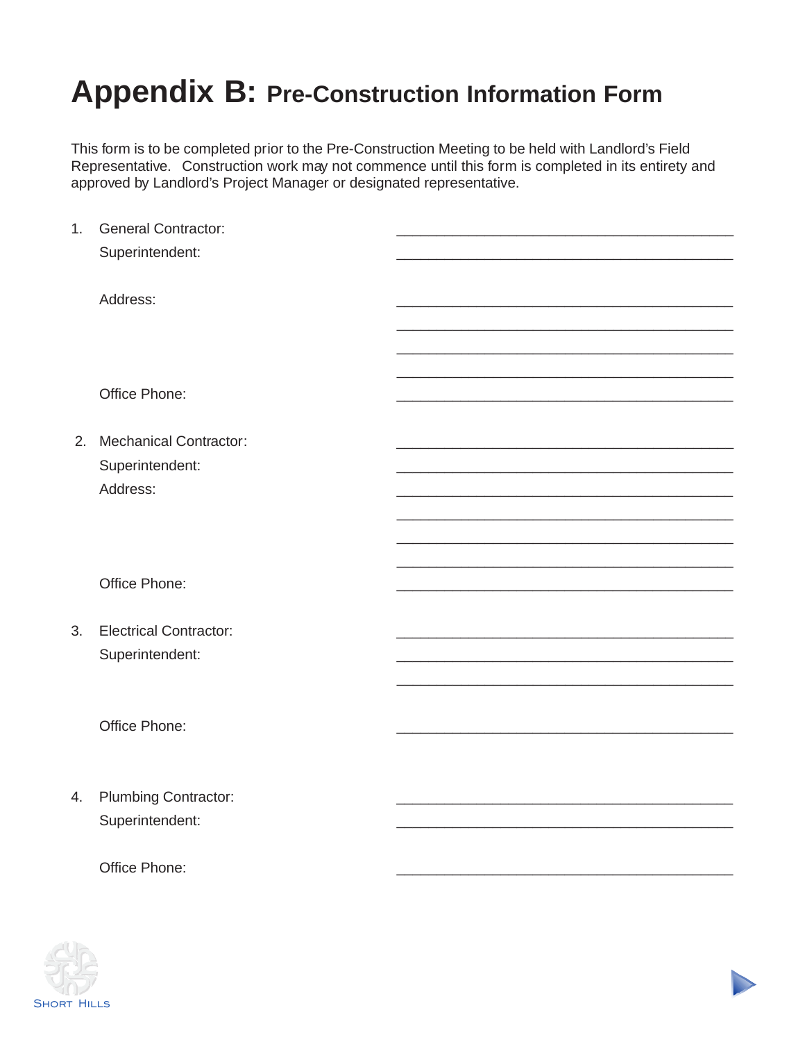# Appendix B: Pre-Construction Information Form

This form is to be completed prior to the Pre-Construction Meeting to be held with Landlord's Field Representative. Construction work may not commence until this form is completed in its entirety and approved by Landlord's Project Manager or designated representative.

1. General Contractor: ___________________________________________

   Superintendent: ___________________________________________

   Address: ___________________________________________

   ___________________________________________

   ___________________________________________

   ___________________________________________

   Office Phone: ___________________________________________

2. Mechanical Contractor: ___________________________________________

   Superintendent: ___________________________________________

   Address: ___________________________________________

   ___________________________________________

   ___________________________________________

   ___________________________________________

   Office Phone: ___________________________________________

3. Electrical Contractor: ___________________________________________

   Superintendent: ___________________________________________

   ___________________________________________

   Office Phone: ___________________________________________

4. Plumbing Contractor: ___________________________________________

   Superintendent: ___________________________________________

   Office Phone: ___________________________________________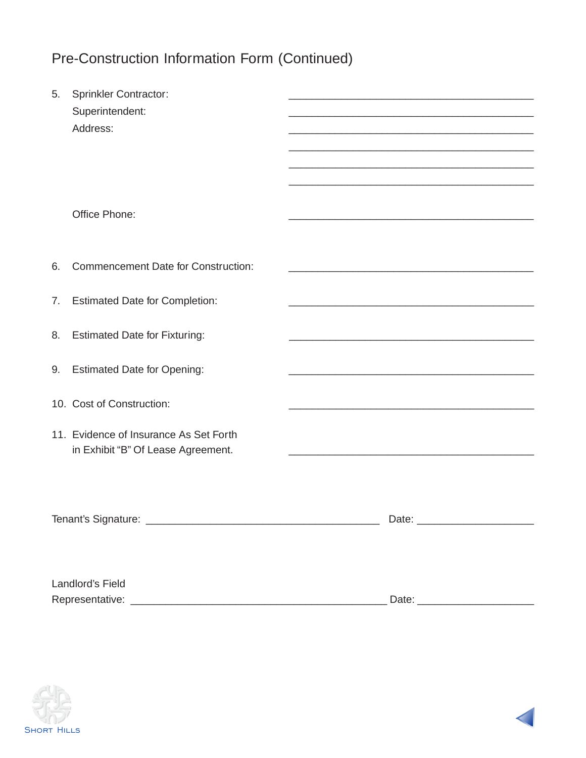# Pre-Construction Information Form (Continued)

5. Sprinkler Contractor: ____________________________________________

   Superintendent: ____________________________________________

   Address: ____________________________________________

   ____________________________________________

   ____________________________________________

   ____________________________________________

   Office Phone: ____________________________________________

6. Commencement Date for Construction: ____________________________________________

7. Estimated Date for Completion: ____________________________________________

8. Estimated Date for Fixturing: ____________________________________________

9. Estimated Date for Opening: ____________________________________________

10. Cost of Construction: ____________________________________________

11. Evidence of Insurance As Set Forth in Exhibit "B" Of Lease Agreement. ____________________________________________

Tenant's Signature: __________________________________________ Date: ____________________

Landlord's Field Representative: ______________________________________________ Date: ____________________

Short Hills